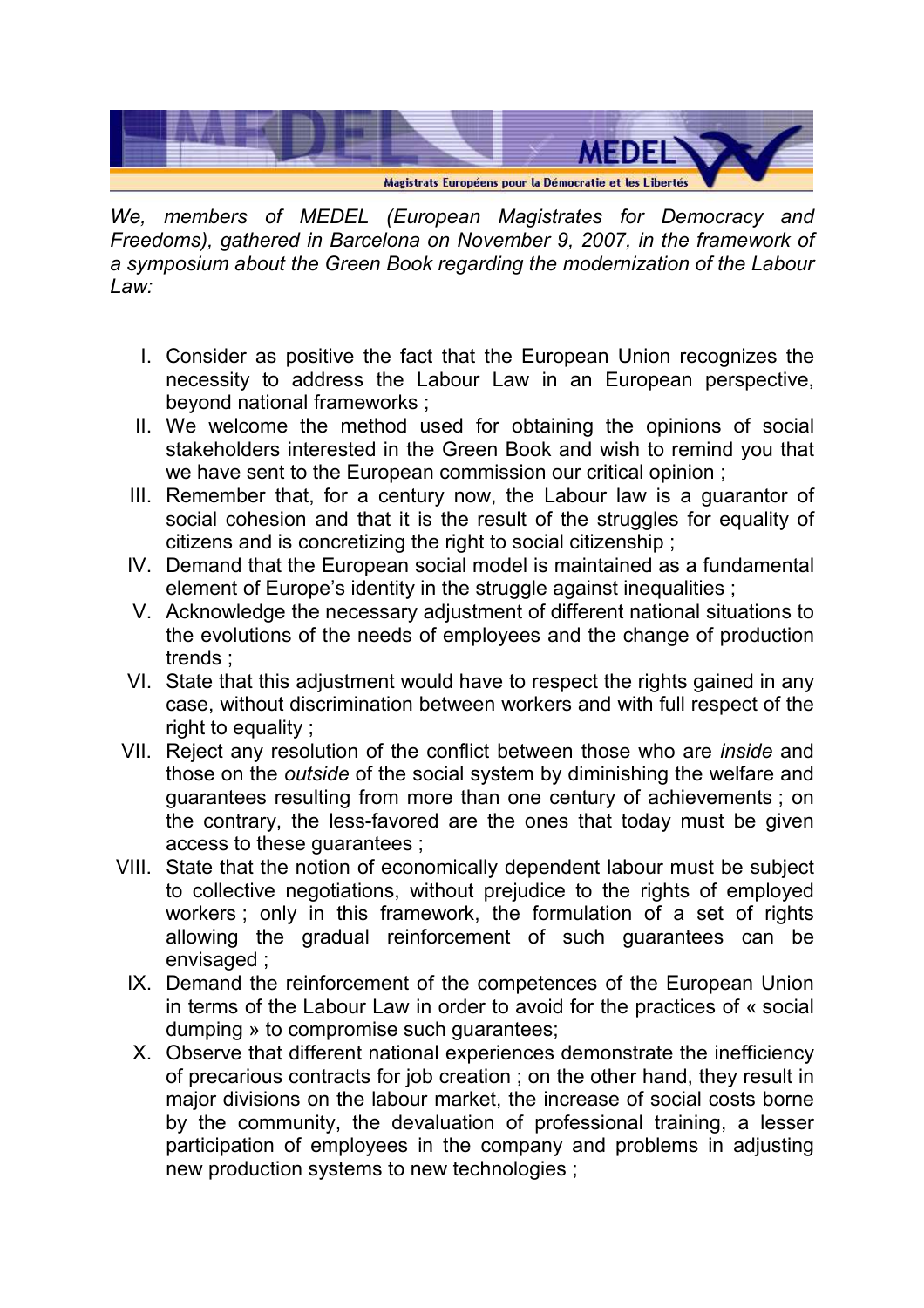MEDEL

Magistrats Européens pour la Démocratie et les Libertés

*We, members of MEDEL (European Magistrates for Democracy and Freedoms), gathered in Barcelona on November 9, 2007, in the framework of a symposium about the Green Book regarding the modernization of the Labour Law:*

I. Consider as positive the fact that the European Union recognizes the necessity to address the Labour Law in an European perspective, beyond national frameworks ;

II. We welcome the method used for obtaining the opinions of social stakeholders interested in the Green Book and wish to remind you that we have sent to the European commission our critical opinion ;

III. Remember that, for a century now, the Labour law is a guarantor of social cohesion and that it is the result of the struggles for equality of citizens and is concretizing the right to social citizenship ;

IV. Demand that the European social model is maintained as a fundamental element of Europe's identity in the struggle against inequalities ;

V. Acknowledge the necessary adjustment of different national situations to the evolutions of the needs of employees and the change of production trends ;

VI. State that this adjustment would have to respect the rights gained in any case, without discrimination between workers and with full respect of the right to equality ;

VII. Reject any resolution of the conflict between those who are *inside* and those on the *outside* of the social system by diminishing the welfare and guarantees resulting from more than one century of achievements ; on the contrary, the less-favored are the ones that today must be given access to these guarantees ;

VIII. State that the notion of economically dependent labour must be subject to collective negotiations, without prejudice to the rights of employed workers ; only in this framework, the formulation of a set of rights allowing the gradual reinforcement of such guarantees can be envisaged ;

IX. Demand the reinforcement of the competences of the European Union in terms of the Labour Law in order to avoid for the practices of « social dumping » to compromise such guarantees;

X. Observe that different national experiences demonstrate the inefficiency of precarious contracts for job creation ; on the other hand, they result in major divisions on the labour market, the increase of social costs borne by the community, the devaluation of professional training, a lesser participation of employees in the company and problems in adjusting new production systems to new technologies ;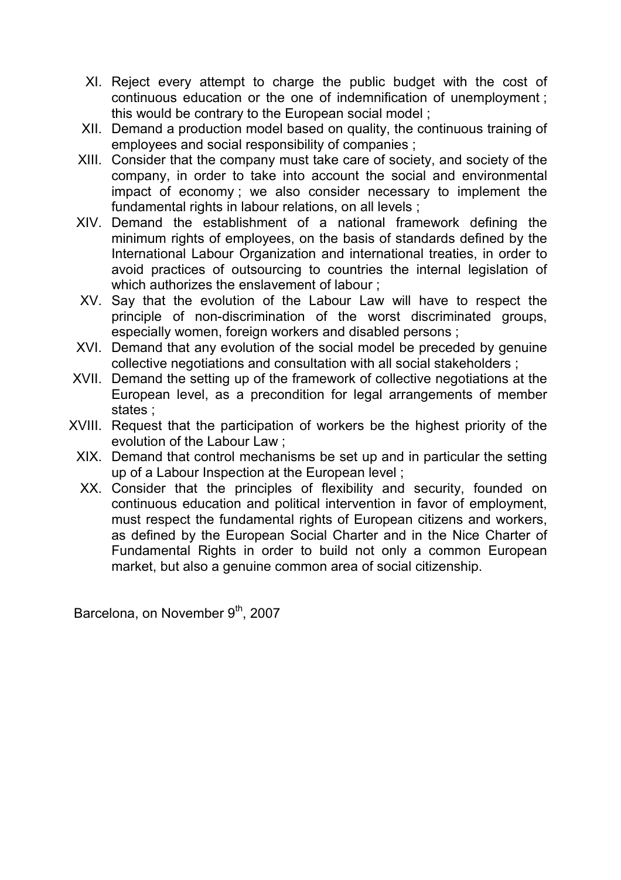XI. Reject every attempt to charge the public budget with the cost of continuous education or the one of indemnification of unemployment ; this would be contrary to the European social model ;

XII. Demand a production model based on quality, the continuous training of employees and social responsibility of companies ;

XIII. Consider that the company must take care of society, and society of the company, in order to take into account the social and environmental impact of economy ; we also consider necessary to implement the fundamental rights in labour relations, on all levels ;

XIV. Demand the establishment of a national framework defining the minimum rights of employees, on the basis of standards defined by the International Labour Organization and international treaties, in order to avoid practices of outsourcing to countries the internal legislation of which authorizes the enslavement of labour ;

XV. Say that the evolution of the Labour Law will have to respect the principle of non-discrimination of the worst discriminated groups, especially women, foreign workers and disabled persons ;

XVI. Demand that any evolution of the social model be preceded by genuine collective negotiations and consultation with all social stakeholders ;

XVII. Demand the setting up of the framework of collective negotiations at the European level, as a precondition for legal arrangements of member states ;

XVIII. Request that the participation of workers be the highest priority of the evolution of the Labour Law ;

XIX. Demand that control mechanisms be set up and in particular the setting up of a Labour Inspection at the European level ;

XX. Consider that the principles of flexibility and security, founded on continuous education and political intervention in favor of employment, must respect the fundamental rights of European citizens and workers, as defined by the European Social Charter and in the Nice Charter of Fundamental Rights in order to build not only a common European market, but also a genuine common area of social citizenship.

Barcelona, on November 9th, 2007